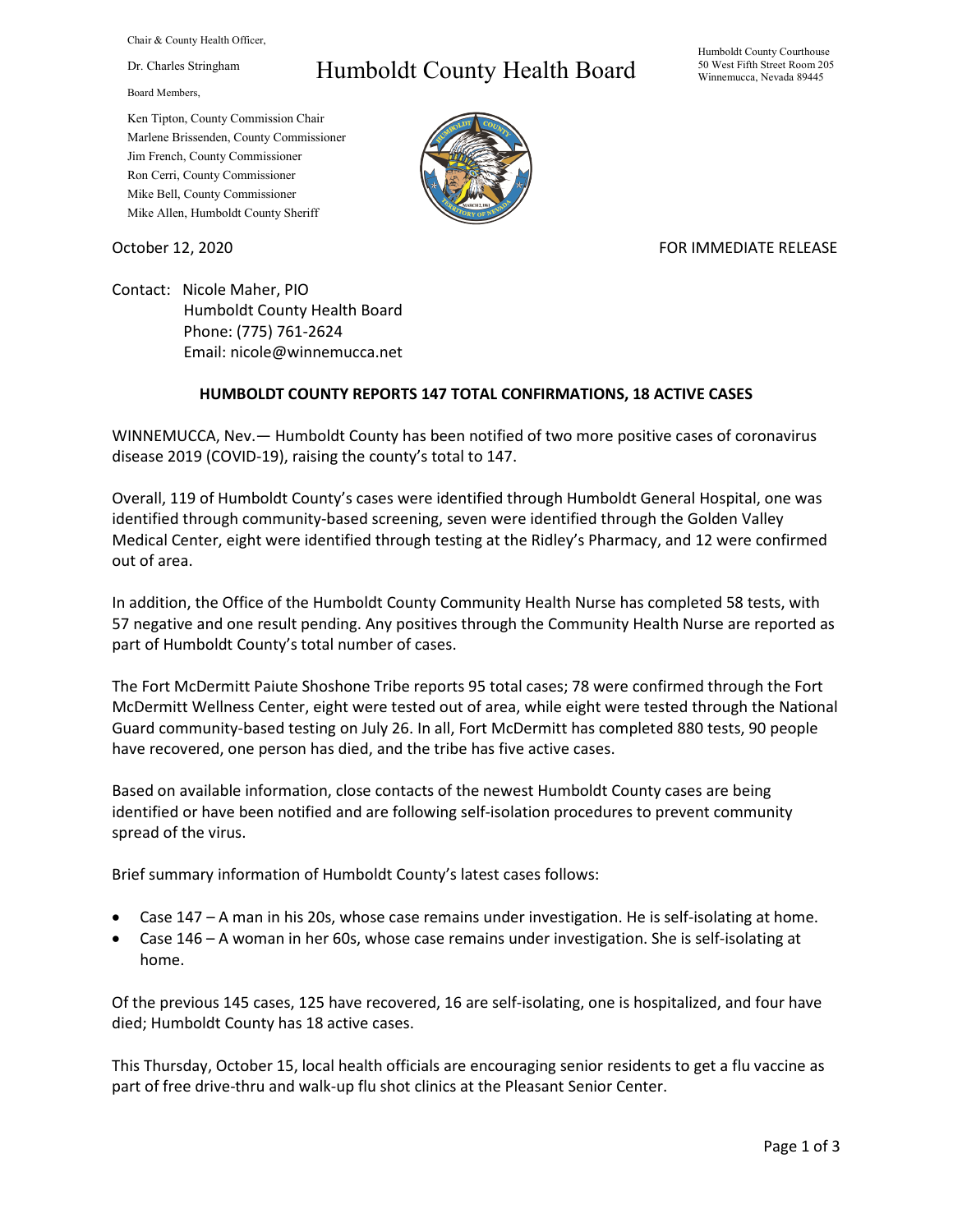Chair & County Health Officer,

Dr. Charles Stringham

Board Members,

Ken Tipton, County Commission Chair
Marlene Brissenden, County Commissioner
Jim French, County Commissioner
Ron Cerri, County Commissioner
Mike Bell, County Commissioner
Mike Allen, Humboldt County Sheriff

# Humboldt County Health Board

Humboldt County Courthouse
50 West Fifth Street Room 205
Winnemucca, Nevada 89445

October 12, 2020

FOR IMMEDIATE RELEASE

Contact: Nicole Maher, PIO
Humboldt County Health Board
Phone: (775) 761-2624
Email: nicole@winnemucca.net

**HUMBOLDT COUNTY REPORTS 147 TOTAL CONFIRMATIONS, 18 ACTIVE CASES**

WINNEMUCCA, Nev.— Humboldt County has been notified of two more positive cases of coronavirus disease 2019 (COVID-19), raising the county's total to 147.

Overall, 119 of Humboldt County's cases were identified through Humboldt General Hospital, one was identified through community-based screening, seven were identified through the Golden Valley Medical Center, eight were identified through testing at the Ridley's Pharmacy, and 12 were confirmed out of area.

In addition, the Office of the Humboldt County Community Health Nurse has completed 58 tests, with 57 negative and one result pending. Any positives through the Community Health Nurse are reported as part of Humboldt County's total number of cases.

The Fort McDermitt Paiute Shoshone Tribe reports 95 total cases; 78 were confirmed through the Fort McDermitt Wellness Center, eight were tested out of area, while eight were tested through the National Guard community-based testing on July 26. In all, Fort McDermitt has completed 880 tests, 90 people have recovered, one person has died, and the tribe has five active cases.

Based on available information, close contacts of the newest Humboldt County cases are being identified or have been notified and are following self-isolation procedures to prevent community spread of the virus.

Brief summary information of Humboldt County's latest cases follows:

- Case 147 – A man in his 20s, whose case remains under investigation. He is self-isolating at home.
- Case 146 – A woman in her 60s, whose case remains under investigation. She is self-isolating at home.

Of the previous 145 cases, 125 have recovered, 16 are self-isolating, one is hospitalized, and four have died; Humboldt County has 18 active cases.

This Thursday, October 15, local health officials are encouraging senior residents to get a flu vaccine as part of free drive-thru and walk-up flu shot clinics at the Pleasant Senior Center.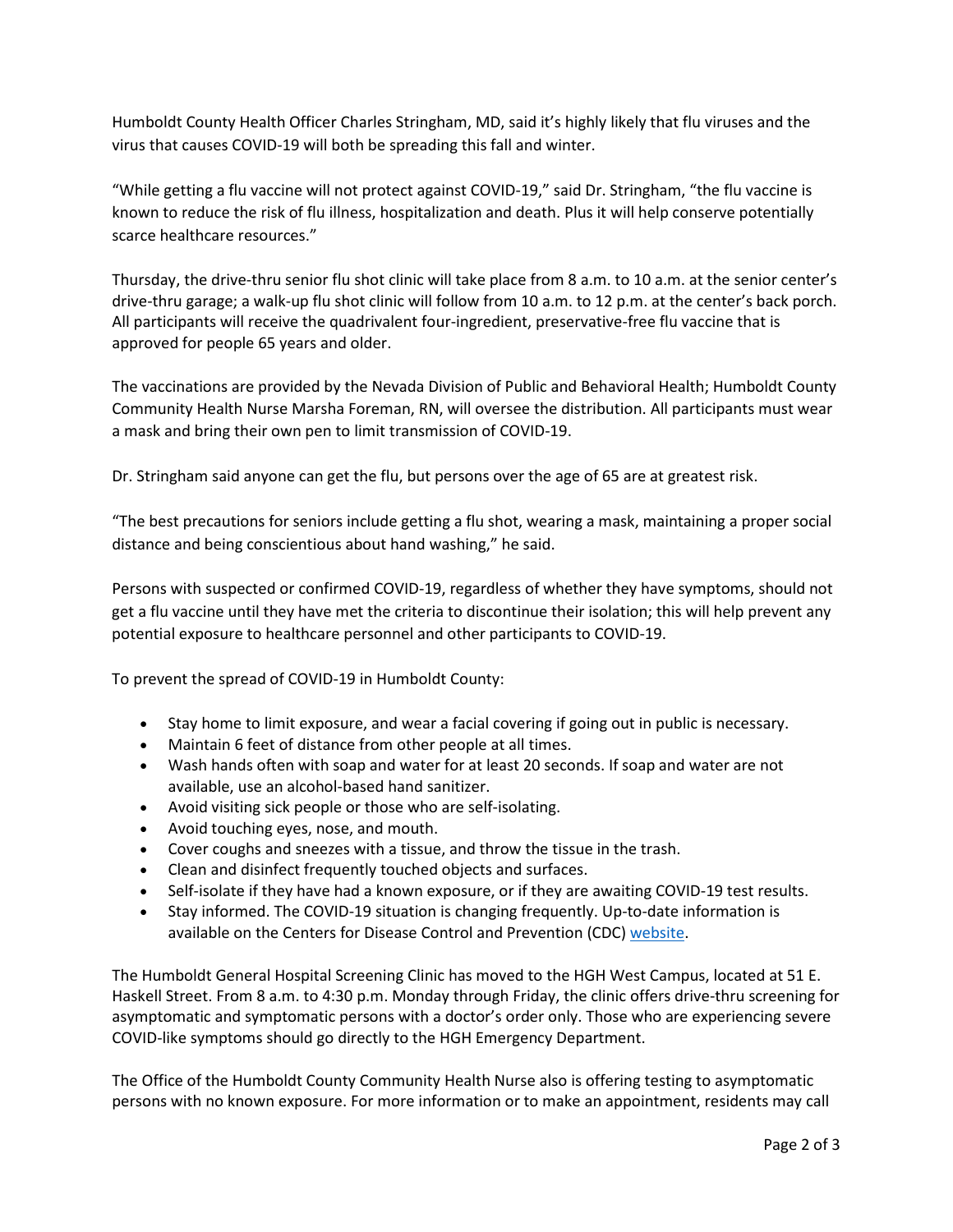Humboldt County Health Officer Charles Stringham, MD, said it's highly likely that flu viruses and the virus that causes COVID-19 will both be spreading this fall and winter.

"While getting a flu vaccine will not protect against COVID-19," said Dr. Stringham, "the flu vaccine is known to reduce the risk of flu illness, hospitalization and death. Plus it will help conserve potentially scarce healthcare resources."

Thursday, the drive-thru senior flu shot clinic will take place from 8 a.m. to 10 a.m. at the senior center's drive-thru garage; a walk-up flu shot clinic will follow from 10 a.m. to 12 p.m. at the center's back porch. All participants will receive the quadrivalent four-ingredient, preservative-free flu vaccine that is approved for people 65 years and older.

The vaccinations are provided by the Nevada Division of Public and Behavioral Health; Humboldt County Community Health Nurse Marsha Foreman, RN, will oversee the distribution. All participants must wear a mask and bring their own pen to limit transmission of COVID-19.

Dr. Stringham said anyone can get the flu, but persons over the age of 65 are at greatest risk.

"The best precautions for seniors include getting a flu shot, wearing a mask, maintaining a proper social distance and being conscientious about hand washing," he said.

Persons with suspected or confirmed COVID-19, regardless of whether they have symptoms, should not get a flu vaccine until they have met the criteria to discontinue their isolation; this will help prevent any potential exposure to healthcare personnel and other participants to COVID-19.

To prevent the spread of COVID-19 in Humboldt County:

- Stay home to limit exposure, and wear a facial covering if going out in public is necessary.
- Maintain 6 feet of distance from other people at all times.
- Wash hands often with soap and water for at least 20 seconds. If soap and water are not available, use an alcohol-based hand sanitizer.
- Avoid visiting sick people or those who are self-isolating.
- Avoid touching eyes, nose, and mouth.
- Cover coughs and sneezes with a tissue, and throw the tissue in the trash.
- Clean and disinfect frequently touched objects and surfaces.
- Self-isolate if they have had a known exposure, or if they are awaiting COVID-19 test results.
- Stay informed. The COVID-19 situation is changing frequently. Up-to-date information is available on the Centers for Disease Control and Prevention (CDC) website.

The Humboldt General Hospital Screening Clinic has moved to the HGH West Campus, located at 51 E. Haskell Street. From 8 a.m. to 4:30 p.m. Monday through Friday, the clinic offers drive-thru screening for asymptomatic and symptomatic persons with a doctor's order only. Those who are experiencing severe COVID-like symptoms should go directly to the HGH Emergency Department.

The Office of the Humboldt County Community Health Nurse also is offering testing to asymptomatic persons with no known exposure. For more information or to make an appointment, residents may call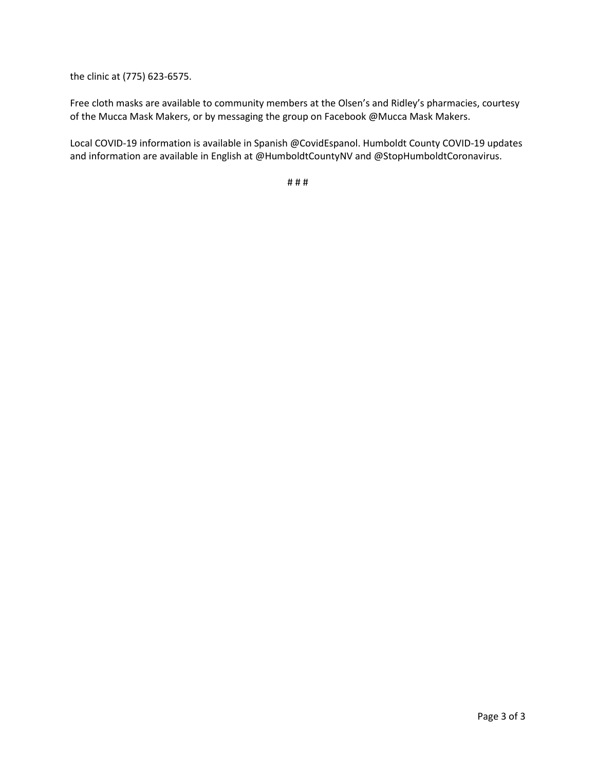the clinic at (775) 623-6575.

Free cloth masks are available to community members at the Olsen's and Ridley's pharmacies, courtesy of the Mucca Mask Makers, or by messaging the group on Facebook @Mucca Mask Makers.

Local COVID-19 information is available in Spanish @CovidEspanol. Humboldt County COVID-19 updates and information are available in English at @HumboldtCountyNV and @StopHumboldtCoronavirus.

# # #